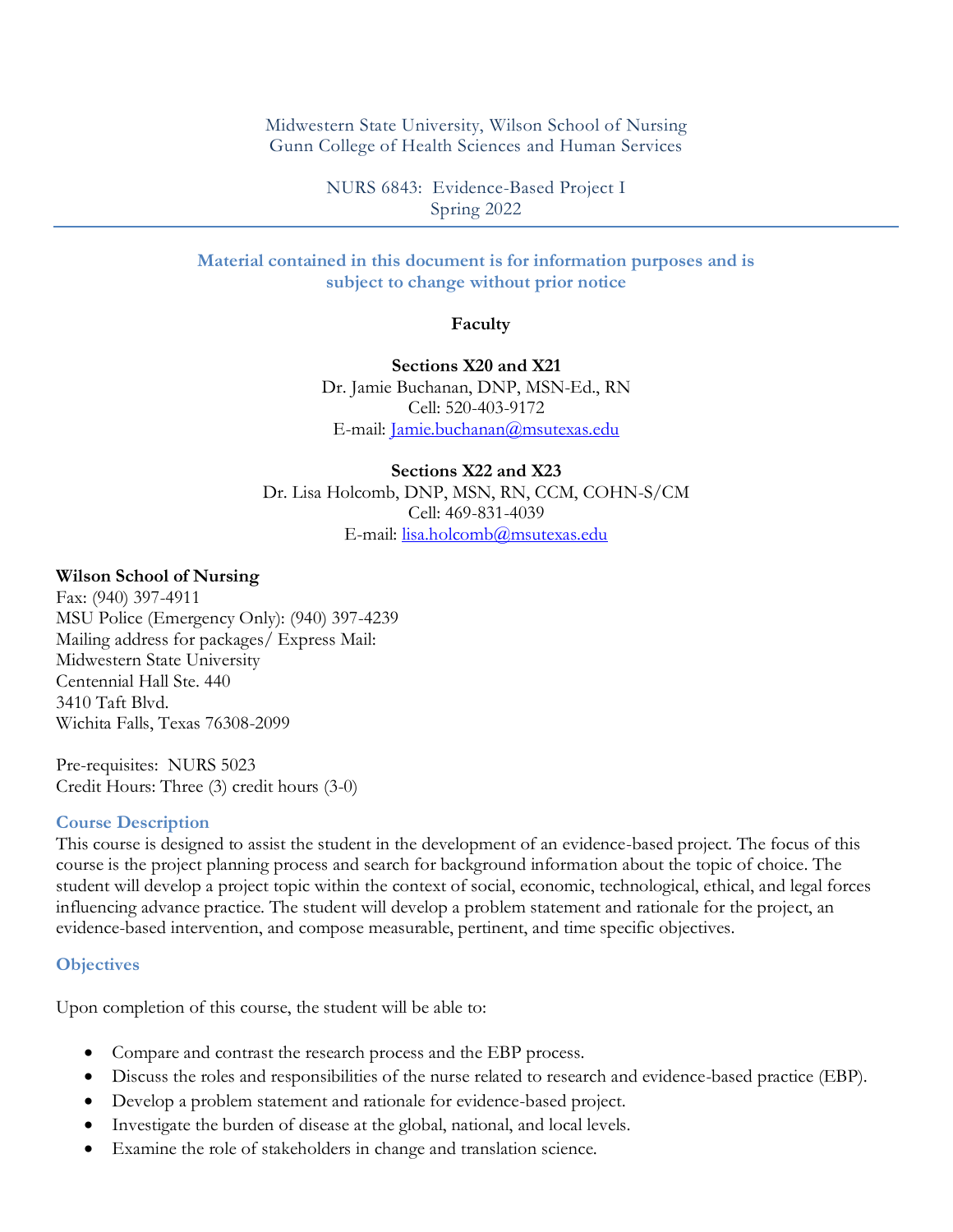Midwestern State University, Wilson School of Nursing
Gunn College of Health Sciences and Human Services

NURS 6843: Evidence-Based Project I
Spring 2022

---

**Material contained in this document is for information purposes and is subject to change without prior notice**

**Faculty**

**Sections X20 and X21**
Dr. Jamie Buchanan, DNP, MSN-Ed., RN
Cell: 520-403-9172
E-mail: Jamie.buchanan@msutexas.edu

**Sections X22 and X23**
Dr. Lisa Holcomb, DNP, MSN, RN, CCM, COHN-S/CM
Cell: 469-831-4039
E-mail: lisa.holcomb@msutexas.edu

**Wilson School of Nursing**
Fax: (940) 397-4911
MSU Police (Emergency Only): (940) 397-4239
Mailing address for packages/ Express Mail:
Midwestern State University
Centennial Hall Ste. 440
3410 Taft Blvd.
Wichita Falls, Texas 76308-2099

Pre-requisites: NURS 5023
Credit Hours: Three (3) credit hours (3-0)

## Course Description

This course is designed to assist the student in the development of an evidence-based project. The focus of this course is the project planning process and search for background information about the topic of choice. The student will develop a project topic within the context of social, economic, technological, ethical, and legal forces influencing advance practice. The student will develop a problem statement and rationale for the project, an evidence-based intervention, and compose measurable, pertinent, and time specific objectives.

## Objectives

Upon completion of this course, the student will be able to:

- Compare and contrast the research process and the EBP process.
- Discuss the roles and responsibilities of the nurse related to research and evidence-based practice (EBP).
- Develop a problem statement and rationale for evidence-based project.
- Investigate the burden of disease at the global, national, and local levels.
- Examine the role of stakeholders in change and translation science.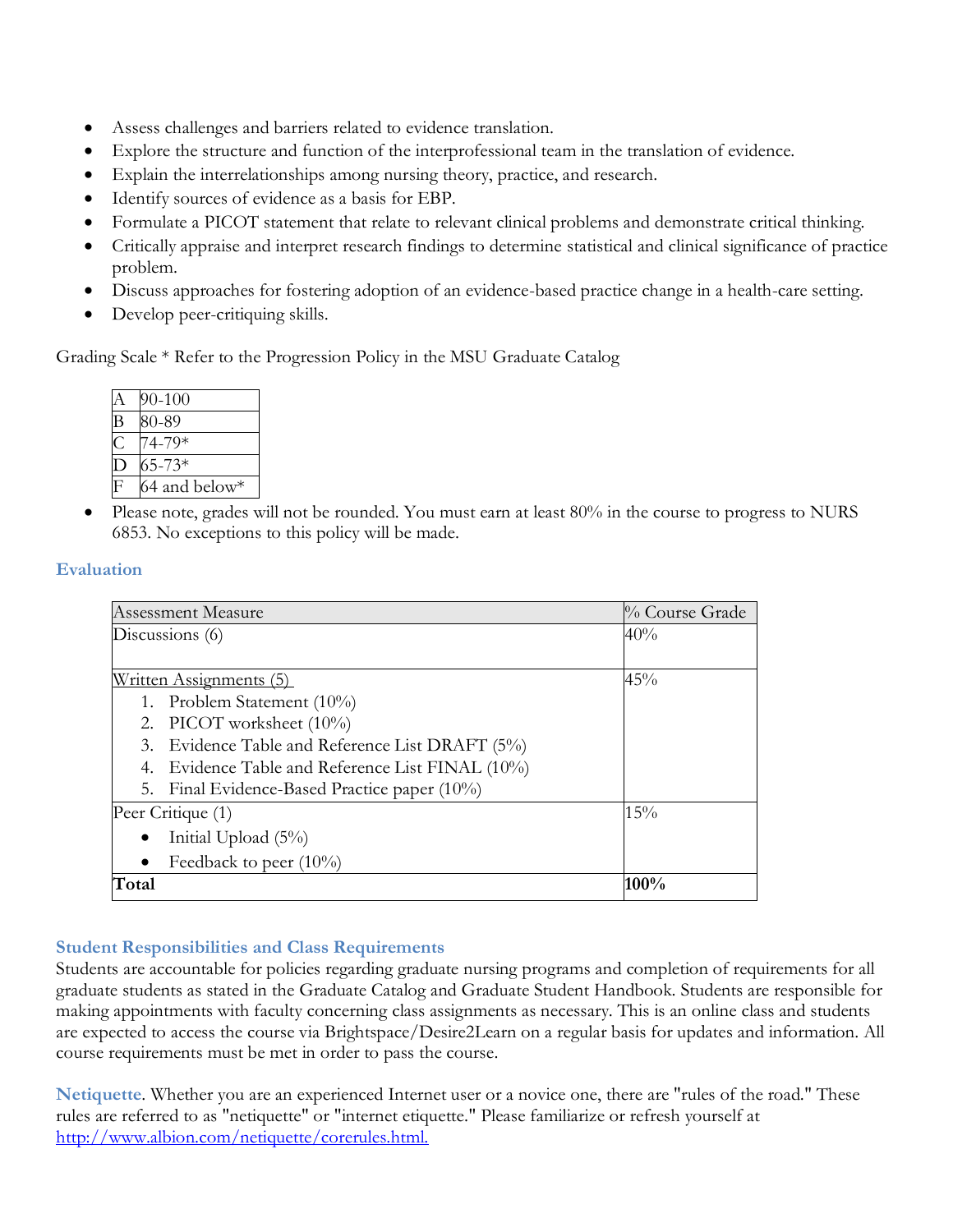- Assess challenges and barriers related to evidence translation.
- Explore the structure and function of the interprofessional team in the translation of evidence.
- Explain the interrelationships among nursing theory, practice, and research.
- Identify sources of evidence as a basis for EBP.
- Formulate a PICOT statement that relate to relevant clinical problems and demonstrate critical thinking.
- Critically appraise and interpret research findings to determine statistical and clinical significance of practice problem.
- Discuss approaches for fostering adoption of an evidence-based practice change in a health-care setting.
- Develop peer-critiquing skills.

Grading Scale * Refer to the Progression Policy in the MSU Graduate Catalog

| | |
|---|---|
| A | 90-100 |
| B | 80-89 |
| C | 74-79* |
| D | 65-73* |
| F | 64 and below* |

- Please note, grades will not be rounded. You must earn at least 80% in the course to progress to NURS 6853. No exceptions to this policy will be made.

## Evaluation

| Assessment Measure | % Course Grade |
|---|---|
| Discussions (6) | 40% |
| Written Assignments (5)<br>1. Problem Statement (10%)<br>2. PICOT worksheet (10%)<br>3. Evidence Table and Reference List DRAFT (5%)<br>4. Evidence Table and Reference List FINAL (10%)<br>5. Final Evidence-Based Practice paper (10%) | 45% |
| Peer Critique (1)<br>• Initial Upload (5%)<br>• Feedback to peer (10%) | 15% |
| **Total** | **100%** |

## Student Responsibilities and Class Requirements

Students are accountable for policies regarding graduate nursing programs and completion of requirements for all graduate students as stated in the Graduate Catalog and Graduate Student Handbook. Students are responsible for making appointments with faculty concerning class assignments as necessary. This is an online class and students are expected to access the course via Brightspace/Desire2Learn on a regular basis for updates and information. All course requirements must be met in order to pass the course.

**Netiquette**. Whether you are an experienced Internet user or a novice one, there are "rules of the road." These rules are referred to as "netiquette" or "internet etiquette." Please familiarize or refresh yourself at http://www.albion.com/netiquette/corerules.html.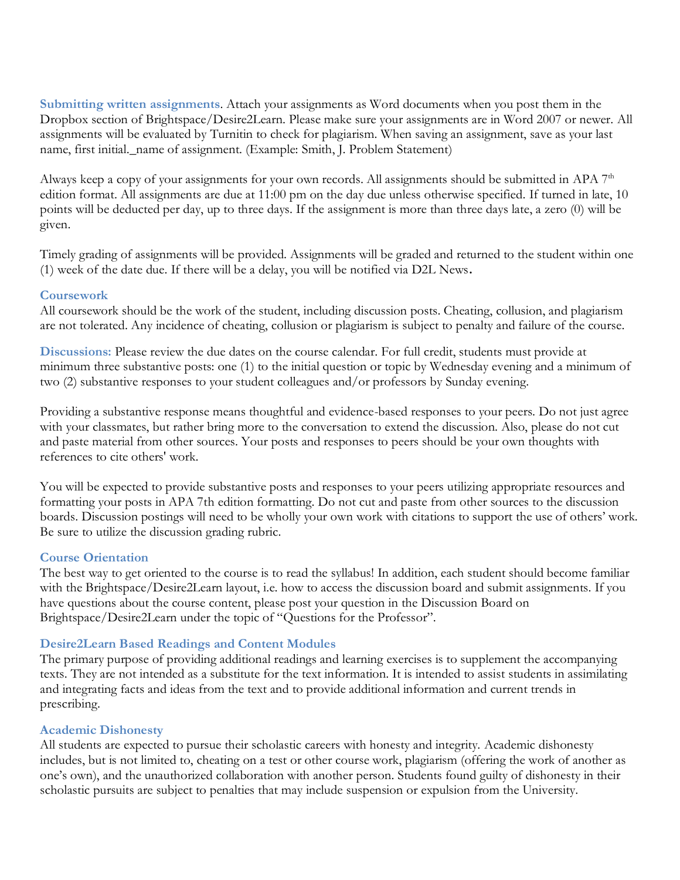**Submitting written assignments**. Attach your assignments as Word documents when you post them in the Dropbox section of Brightspace/Desire2Learn. Please make sure your assignments are in Word 2007 or newer. All assignments will be evaluated by Turnitin to check for plagiarism. When saving an assignment, save as your last name, first initial._name of assignment. (Example: Smith, J. Problem Statement)

Always keep a copy of your assignments for your own records. All assignments should be submitted in APA 7th edition format. All assignments are due at 11:00 pm on the day due unless otherwise specified. If turned in late, 10 points will be deducted per day, up to three days. If the assignment is more than three days late, a zero (0) will be given.

Timely grading of assignments will be provided. Assignments will be graded and returned to the student within one (1) week of the date due. If there will be a delay, you will be notified via D2L News.

### Coursework

All coursework should be the work of the student, including discussion posts. Cheating, collusion, and plagiarism are not tolerated. Any incidence of cheating, collusion or plagiarism is subject to penalty and failure of the course.

**Discussions:** Please review the due dates on the course calendar. For full credit, students must provide at minimum three substantive posts: one (1) to the initial question or topic by Wednesday evening and a minimum of two (2) substantive responses to your student colleagues and/or professors by Sunday evening.

Providing a substantive response means thoughtful and evidence-based responses to your peers. Do not just agree with your classmates, but rather bring more to the conversation to extend the discussion. Also, please do not cut and paste material from other sources. Your posts and responses to peers should be your own thoughts with references to cite others' work.

You will be expected to provide substantive posts and responses to your peers utilizing appropriate resources and formatting your posts in APA 7th edition formatting. Do not cut and paste from other sources to the discussion boards. Discussion postings will need to be wholly your own work with citations to support the use of others' work. Be sure to utilize the discussion grading rubric.

### Course Orientation

The best way to get oriented to the course is to read the syllabus! In addition, each student should become familiar with the Brightspace/Desire2Learn layout, i.e. how to access the discussion board and submit assignments. If you have questions about the course content, please post your question in the Discussion Board on Brightspace/Desire2Learn under the topic of "Questions for the Professor".

### Desire2Learn Based Readings and Content Modules

The primary purpose of providing additional readings and learning exercises is to supplement the accompanying texts. They are not intended as a substitute for the text information. It is intended to assist students in assimilating and integrating facts and ideas from the text and to provide additional information and current trends in prescribing.

### Academic Dishonesty

All students are expected to pursue their scholastic careers with honesty and integrity. Academic dishonesty includes, but is not limited to, cheating on a test or other course work, plagiarism (offering the work of another as one's own), and the unauthorized collaboration with another person. Students found guilty of dishonesty in their scholastic pursuits are subject to penalties that may include suspension or expulsion from the University.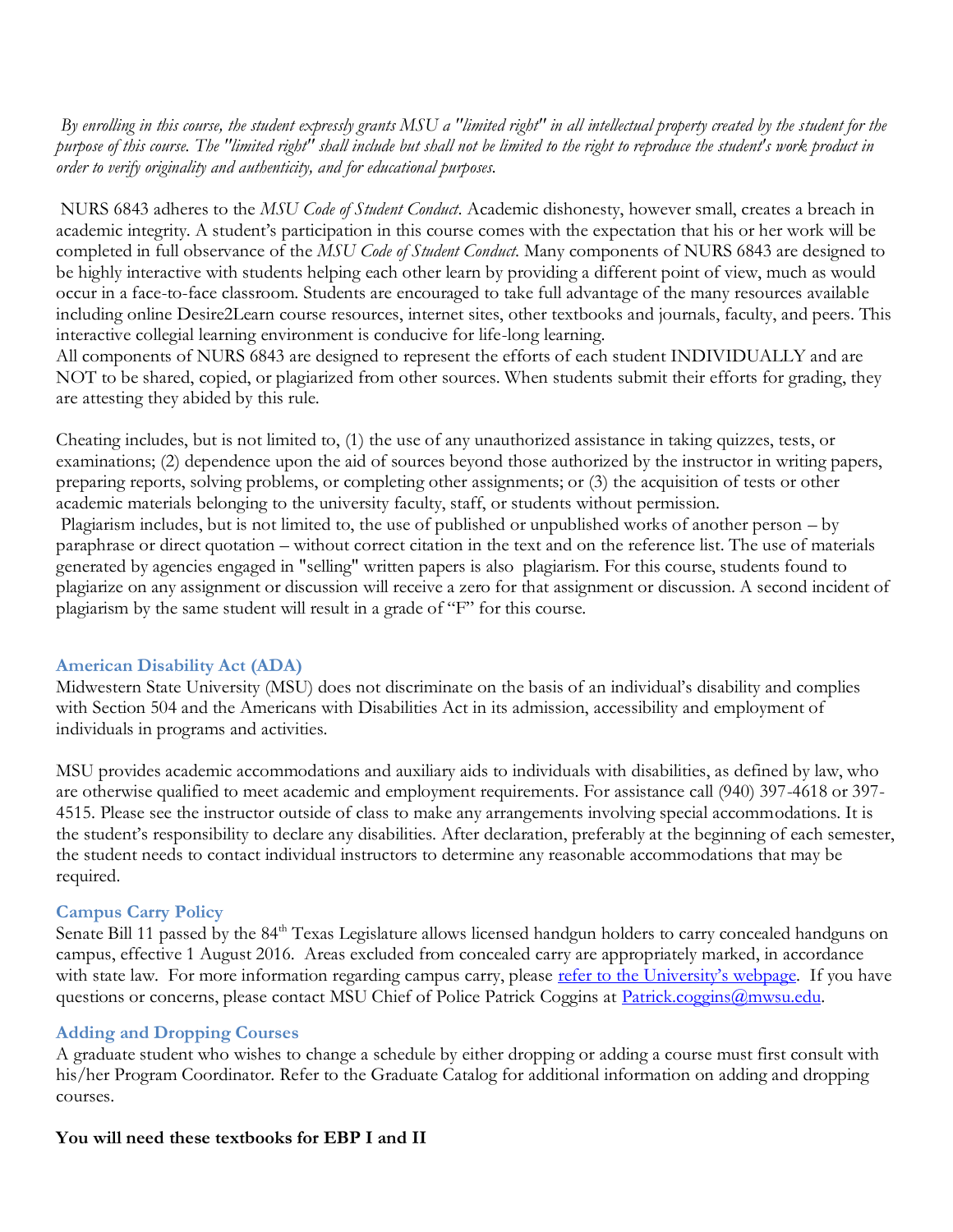*By enrolling in this course, the student expressly grants MSU a "limited right" in all intellectual property created by the student for the purpose of this course. The "limited right" shall include but shall not be limited to the right to reproduce the student's work product in order to verify originality and authenticity, and for educational purposes.*

NURS 6843 adheres to the *MSU Code of Student Conduct*. Academic dishonesty, however small, creates a breach in academic integrity. A student's participation in this course comes with the expectation that his or her work will be completed in full observance of the *MSU Code of Student Conduct.* Many components of NURS 6843 are designed to be highly interactive with students helping each other learn by providing a different point of view, much as would occur in a face-to-face classroom. Students are encouraged to take full advantage of the many resources available including online Desire2Learn course resources, internet sites, other textbooks and journals, faculty, and peers. This interactive collegial learning environment is conducive for life-long learning.
All components of NURS 6843 are designed to represent the efforts of each student INDIVIDUALLY and are NOT to be shared, copied, or plagiarized from other sources. When students submit their efforts for grading, they are attesting they abided by this rule.

Cheating includes, but is not limited to, (1) the use of any unauthorized assistance in taking quizzes, tests, or examinations; (2) dependence upon the aid of sources beyond those authorized by the instructor in writing papers, preparing reports, solving problems, or completing other assignments; or (3) the acquisition of tests or other academic materials belonging to the university faculty, staff, or students without permission.
Plagiarism includes, but is not limited to, the use of published or unpublished works of another person – by paraphrase or direct quotation – without correct citation in the text and on the reference list. The use of materials generated by agencies engaged in "selling" written papers is also plagiarism. For this course, students found to plagiarize on any assignment or discussion will receive a zero for that assignment or discussion. A second incident of plagiarism by the same student will result in a grade of "F" for this course.

### American Disability Act (ADA)

Midwestern State University (MSU) does not discriminate on the basis of an individual's disability and complies with Section 504 and the Americans with Disabilities Act in its admission, accessibility and employment of individuals in programs and activities.

MSU provides academic accommodations and auxiliary aids to individuals with disabilities, as defined by law, who are otherwise qualified to meet academic and employment requirements. For assistance call (940) 397-4618 or 397-4515. Please see the instructor outside of class to make any arrangements involving special accommodations. It is the student's responsibility to declare any disabilities. After declaration, preferably at the beginning of each semester, the student needs to contact individual instructors to determine any reasonable accommodations that may be required.

### Campus Carry Policy

Senate Bill 11 passed by the 84th Texas Legislature allows licensed handgun holders to carry concealed handguns on campus, effective 1 August 2016. Areas excluded from concealed carry are appropriately marked, in accordance with state law. For more information regarding campus carry, please refer to the University's webpage. If you have questions or concerns, please contact MSU Chief of Police Patrick Coggins at Patrick.coggins@mwsu.edu.

### Adding and Dropping Courses

A graduate student who wishes to change a schedule by either dropping or adding a course must first consult with his/her Program Coordinator. Refer to the Graduate Catalog for additional information on adding and dropping courses.

**You will need these textbooks for EBP I and II**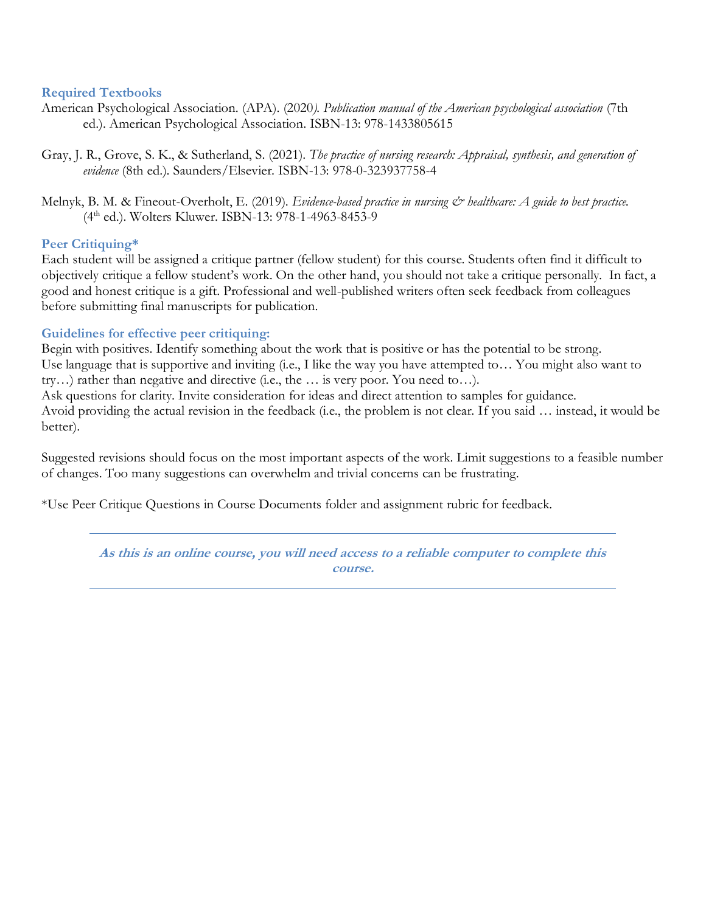### Required Textbooks

American Psychological Association. (APA). (2020*). Publication manual of the American psychological association* (7th ed.). American Psychological Association. ISBN-13: 978-1433805615

Gray, J. R., Grove, S. K., & Sutherland, S. (2021). *The practice of nursing research: Appraisal, synthesis, and generation of evidence* (8th ed.). Saunders/Elsevier. ISBN-13: 978-0-323937758-4

Melnyk, B. M. & Fineout-Overholt, E. (2019). *Evidence-based practice in nursing & healthcare: A guide to best practice.* (4th ed.). Wolters Kluwer. ISBN-13: 978-1-4963-8453-9

### Peer Critiquing*

Each student will be assigned a critique partner (fellow student) for this course. Students often find it difficult to objectively critique a fellow student's work. On the other hand, you should not take a critique personally. In fact, a good and honest critique is a gift. Professional and well-published writers often seek feedback from colleagues before submitting final manuscripts for publication.

### Guidelines for effective peer critiquing:

Begin with positives. Identify something about the work that is positive or has the potential to be strong.
Use language that is supportive and inviting (i.e., I like the way you have attempted to… You might also want to try…) rather than negative and directive (i.e., the … is very poor. You need to…).
Ask questions for clarity. Invite consideration for ideas and direct attention to samples for guidance.
Avoid providing the actual revision in the feedback (i.e., the problem is not clear. If you said … instead, it would be better).

Suggested revisions should focus on the most important aspects of the work. Limit suggestions to a feasible number of changes. Too many suggestions can overwhelm and trivial concerns can be frustrating.

*Use Peer Critique Questions in Course Documents folder and assignment rubric for feedback.

---

***As this is an online course, you will need access to a reliable computer to complete this course.***

---